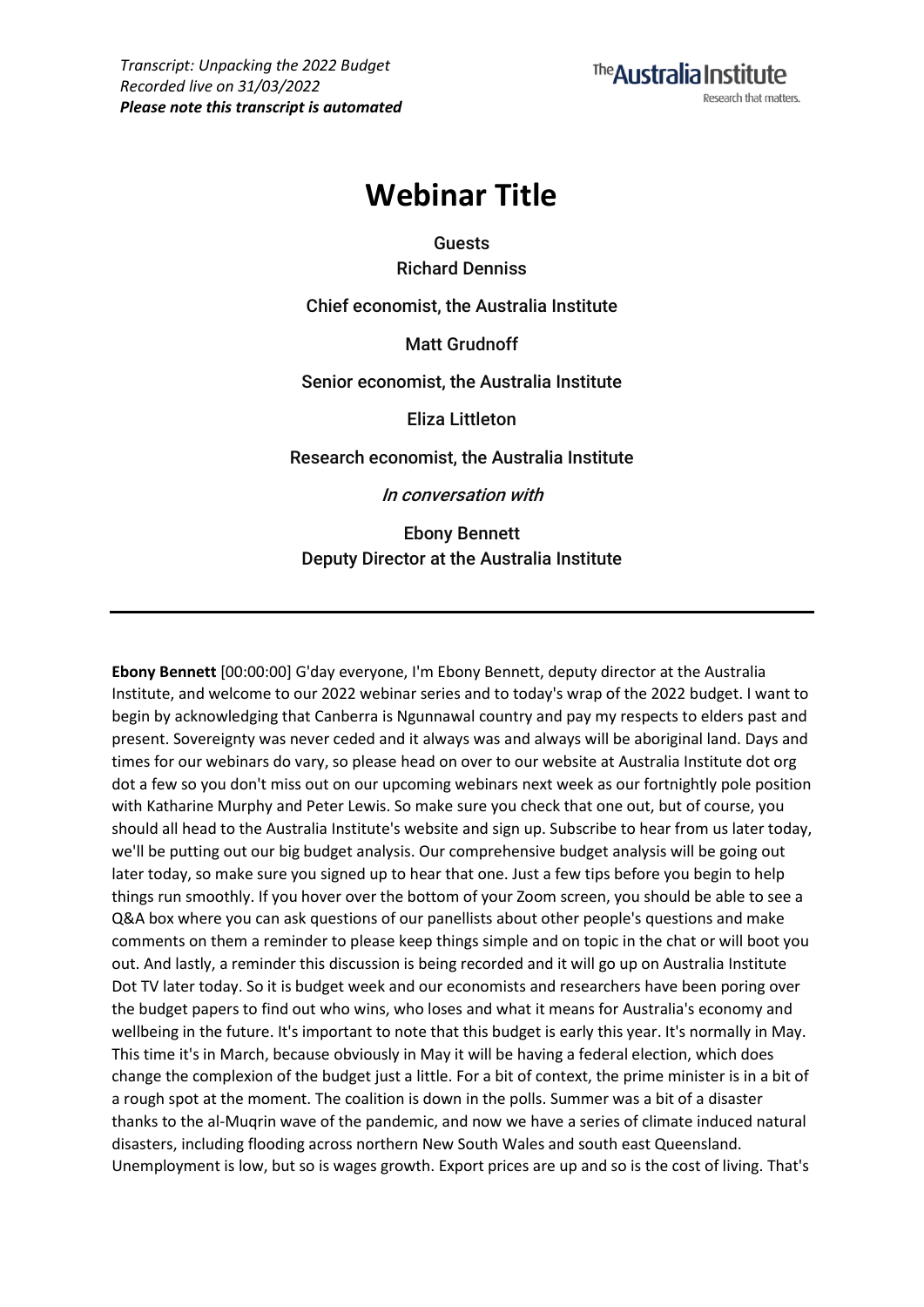*Transcript: Unpacking the 2022 Budget*
*Recorded live on 31/03/2022*
***Please note this transcript is automated***

# Webinar Title

Guests

Richard Denniss

Chief economist, the Australia Institute

Matt Grudnoff

Senior economist, the Australia Institute

Eliza Littleton

Research economist, the Australia Institute

*In conversation with*

Ebony Bennett

Deputy Director at the Australia Institute

---

**Ebony Bennett** [00:00:00] G'day everyone, I'm Ebony Bennett, deputy director at the Australia Institute, and welcome to our 2022 webinar series and to today's wrap of the 2022 budget. I want to begin by acknowledging that Canberra is Ngunnawal country and pay my respects to elders past and present. Sovereignty was never ceded and it always was and always will be aboriginal land. Days and times for our webinars do vary, so please head on over to our website at Australia Institute dot org dot a few so you don't miss out on our upcoming webinars next week as our fortnightly pole position with Katharine Murphy and Peter Lewis. So make sure you check that one out, but of course, you should all head to the Australia Institute's website and sign up. Subscribe to hear from us later today, we'll be putting out our big budget analysis. Our comprehensive budget analysis will be going out later today, so make sure you signed up to hear that one. Just a few tips before you begin to help things run smoothly. If you hover over the bottom of your Zoom screen, you should be able to see a Q&A box where you can ask questions of our panellists about other people's questions and make comments on them a reminder to please keep things simple and on topic in the chat or will boot you out. And lastly, a reminder this discussion is being recorded and it will go up on Australia Institute Dot TV later today. So it is budget week and our economists and researchers have been poring over the budget papers to find out who wins, who loses and what it means for Australia's economy and wellbeing in the future. It's important to note that this budget is early this year. It's normally in May. This time it's in March, because obviously in May it will be having a federal election, which does change the complexion of the budget just a little. For a bit of context, the prime minister is in a bit of a rough spot at the moment. The coalition is down in the polls. Summer was a bit of a disaster thanks to the al-Muqrin wave of the pandemic, and now we have a series of climate induced natural disasters, including flooding across northern New South Wales and south east Queensland. Unemployment is low, but so is wages growth. Export prices are up and so is the cost of living. That's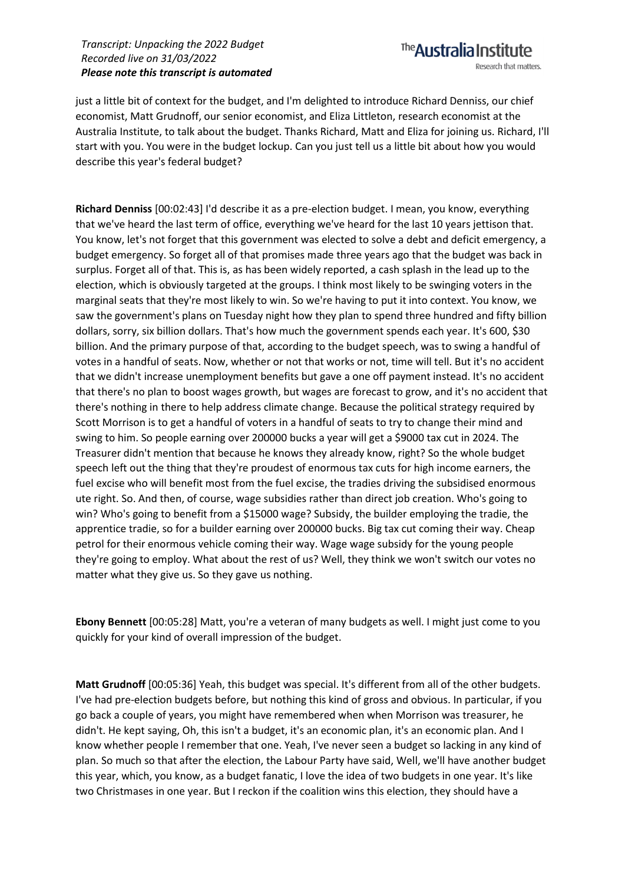just a little bit of context for the budget, and I'm delighted to introduce Richard Denniss, our chief economist, Matt Grudnoff, our senior economist, and Eliza Littleton, research economist at the Australia Institute, to talk about the budget. Thanks Richard, Matt and Eliza for joining us. Richard, I'll start with you. You were in the budget lockup. Can you just tell us a little bit about how you would describe this year's federal budget?

**Richard Denniss** [00:02:43] I'd describe it as a pre-election budget. I mean, you know, everything that we've heard the last term of office, everything we've heard for the last 10 years jettison that. You know, let's not forget that this government was elected to solve a debt and deficit emergency, a budget emergency. So forget all of that promises made three years ago that the budget was back in surplus. Forget all of that. This is, as has been widely reported, a cash splash in the lead up to the election, which is obviously targeted at the groups. I think most likely to be swinging voters in the marginal seats that they're most likely to win. So we're having to put it into context. You know, we saw the government's plans on Tuesday night how they plan to spend three hundred and fifty billion dollars, sorry, six billion dollars. That's how much the government spends each year. It's 600, $30 billion. And the primary purpose of that, according to the budget speech, was to swing a handful of votes in a handful of seats. Now, whether or not that works or not, time will tell. But it's no accident that we didn't increase unemployment benefits but gave a one off payment instead. It's no accident that there's no plan to boost wages growth, but wages are forecast to grow, and it's no accident that there's nothing in there to help address climate change. Because the political strategy required by Scott Morrison is to get a handful of voters in a handful of seats to try to change their mind and swing to him. So people earning over 200000 bucks a year will get a $9000 tax cut in 2024. The Treasurer didn't mention that because he knows they already know, right? So the whole budget speech left out the thing that they're proudest of enormous tax cuts for high income earners, the fuel excise who will benefit most from the fuel excise, the tradies driving the subsidised enormous ute right. So. And then, of course, wage subsidies rather than direct job creation. Who's going to win? Who's going to benefit from a $15000 wage? Subsidy, the builder employing the tradie, the apprentice tradie, so for a builder earning over 200000 bucks. Big tax cut coming their way. Cheap petrol for their enormous vehicle coming their way. Wage wage subsidy for the young people they're going to employ. What about the rest of us? Well, they think we won't switch our votes no matter what they give us. So they gave us nothing.

**Ebony Bennett** [00:05:28] Matt, you're a veteran of many budgets as well. I might just come to you quickly for your kind of overall impression of the budget.

**Matt Grudnoff** [00:05:36] Yeah, this budget was special. It's different from all of the other budgets. I've had pre-election budgets before, but nothing this kind of gross and obvious. In particular, if you go back a couple of years, you might have remembered when when Morrison was treasurer, he didn't. He kept saying, Oh, this isn't a budget, it's an economic plan, it's an economic plan. And I know whether people I remember that one. Yeah, I've never seen a budget so lacking in any kind of plan. So much so that after the election, the Labour Party have said, Well, we'll have another budget this year, which, you know, as a budget fanatic, I love the idea of two budgets in one year. It's like two Christmases in one year. But I reckon if the coalition wins this election, they should have a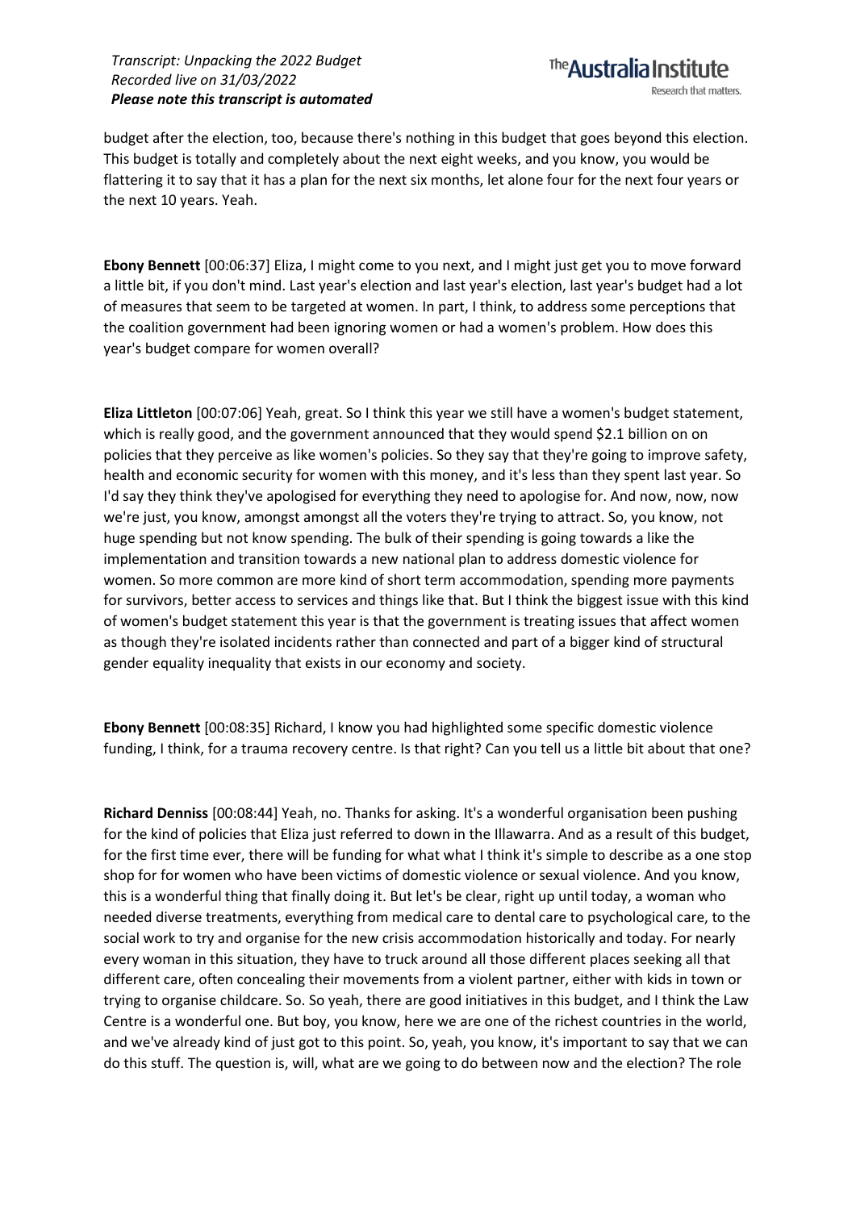budget after the election, too, because there's nothing in this budget that goes beyond this election. This budget is totally and completely about the next eight weeks, and you know, you would be flattering it to say that it has a plan for the next six months, let alone four for the next four years or the next 10 years. Yeah.

**Ebony Bennett** [00:06:37] Eliza, I might come to you next, and I might just get you to move forward a little bit, if you don't mind. Last year's election and last year's election, last year's budget had a lot of measures that seem to be targeted at women. In part, I think, to address some perceptions that the coalition government had been ignoring women or had a women's problem. How does this year's budget compare for women overall?

**Eliza Littleton** [00:07:06] Yeah, great. So I think this year we still have a women's budget statement, which is really good, and the government announced that they would spend $2.1 billion on on policies that they perceive as like women's policies. So they say that they're going to improve safety, health and economic security for women with this money, and it's less than they spent last year. So I'd say they think they've apologised for everything they need to apologise for. And now, now, now we're just, you know, amongst amongst all the voters they're trying to attract. So, you know, not huge spending but not know spending. The bulk of their spending is going towards a like the implementation and transition towards a new national plan to address domestic violence for women. So more common are more kind of short term accommodation, spending more payments for survivors, better access to services and things like that. But I think the biggest issue with this kind of women's budget statement this year is that the government is treating issues that affect women as though they're isolated incidents rather than connected and part of a bigger kind of structural gender equality inequality that exists in our economy and society.

**Ebony Bennett** [00:08:35] Richard, I know you had highlighted some specific domestic violence funding, I think, for a trauma recovery centre. Is that right? Can you tell us a little bit about that one?

**Richard Denniss** [00:08:44] Yeah, no. Thanks for asking. It's a wonderful organisation been pushing for the kind of policies that Eliza just referred to down in the Illawarra. And as a result of this budget, for the first time ever, there will be funding for what what I think it's simple to describe as a one stop shop for for women who have been victims of domestic violence or sexual violence. And you know, this is a wonderful thing that finally doing it. But let's be clear, right up until today, a woman who needed diverse treatments, everything from medical care to dental care to psychological care, to the social work to try and organise for the new crisis accommodation historically and today. For nearly every woman in this situation, they have to truck around all those different places seeking all that different care, often concealing their movements from a violent partner, either with kids in town or trying to organise childcare. So. So yeah, there are good initiatives in this budget, and I think the Law Centre is a wonderful one. But boy, you know, here we are one of the richest countries in the world, and we've already kind of just got to this point. So, yeah, you know, it's important to say that we can do this stuff. The question is, will, what are we going to do between now and the election? The role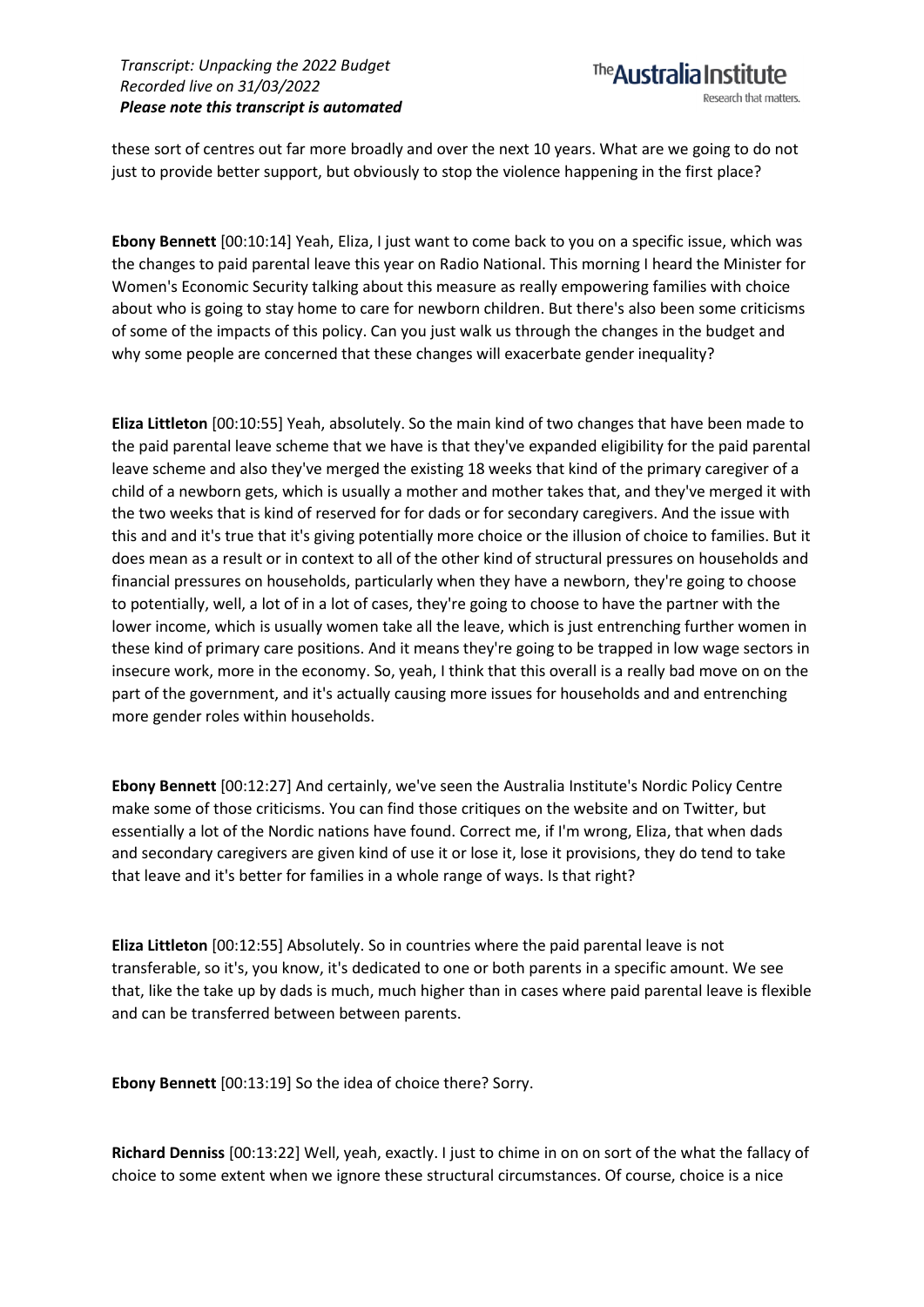these sort of centres out far more broadly and over the next 10 years. What are we going to do not just to provide better support, but obviously to stop the violence happening in the first place?

**Ebony Bennett** [00:10:14] Yeah, Eliza, I just want to come back to you on a specific issue, which was the changes to paid parental leave this year on Radio National. This morning I heard the Minister for Women's Economic Security talking about this measure as really empowering families with choice about who is going to stay home to care for newborn children. But there's also been some criticisms of some of the impacts of this policy. Can you just walk us through the changes in the budget and why some people are concerned that these changes will exacerbate gender inequality?

**Eliza Littleton** [00:10:55] Yeah, absolutely. So the main kind of two changes that have been made to the paid parental leave scheme that we have is that they've expanded eligibility for the paid parental leave scheme and also they've merged the existing 18 weeks that kind of the primary caregiver of a child of a newborn gets, which is usually a mother and mother takes that, and they've merged it with the two weeks that is kind of reserved for for dads or for secondary caregivers. And the issue with this and and it's true that it's giving potentially more choice or the illusion of choice to families. But it does mean as a result or in context to all of the other kind of structural pressures on households and financial pressures on households, particularly when they have a newborn, they're going to choose to potentially, well, a lot of in a lot of cases, they're going to choose to have the partner with the lower income, which is usually women take all the leave, which is just entrenching further women in these kind of primary care positions. And it means they're going to be trapped in low wage sectors in insecure work, more in the economy. So, yeah, I think that this overall is a really bad move on on the part of the government, and it's actually causing more issues for households and and entrenching more gender roles within households.

**Ebony Bennett** [00:12:27] And certainly, we've seen the Australia Institute's Nordic Policy Centre make some of those criticisms. You can find those critiques on the website and on Twitter, but essentially a lot of the Nordic nations have found. Correct me, if I'm wrong, Eliza, that when dads and secondary caregivers are given kind of use it or lose it, lose it provisions, they do tend to take that leave and it's better for families in a whole range of ways. Is that right?

**Eliza Littleton** [00:12:55] Absolutely. So in countries where the paid parental leave is not transferable, so it's, you know, it's dedicated to one or both parents in a specific amount. We see that, like the take up by dads is much, much higher than in cases where paid parental leave is flexible and can be transferred between between parents.

**Ebony Bennett** [00:13:19] So the idea of choice there? Sorry.

**Richard Denniss** [00:13:22] Well, yeah, exactly. I just to chime in on on sort of the what the fallacy of choice to some extent when we ignore these structural circumstances. Of course, choice is a nice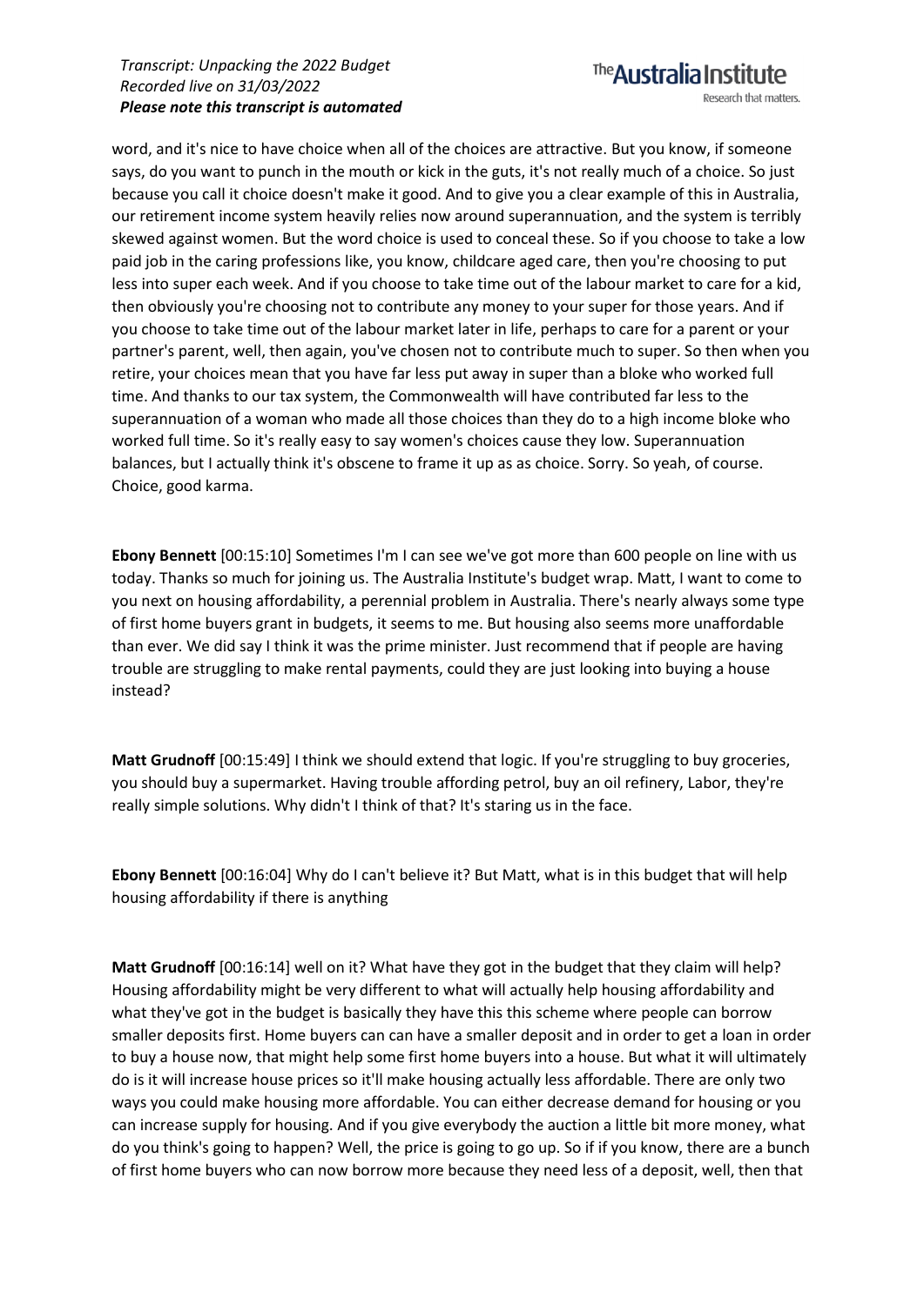word, and it's nice to have choice when all of the choices are attractive. But you know, if someone says, do you want to punch in the mouth or kick in the guts, it's not really much of a choice. So just because you call it choice doesn't make it good. And to give you a clear example of this in Australia, our retirement income system heavily relies now around superannuation, and the system is terribly skewed against women. But the word choice is used to conceal these. So if you choose to take a low paid job in the caring professions like, you know, childcare aged care, then you're choosing to put less into super each week. And if you choose to take time out of the labour market to care for a kid, then obviously you're choosing not to contribute any money to your super for those years. And if you choose to take time out of the labour market later in life, perhaps to care for a parent or your partner's parent, well, then again, you've chosen not to contribute much to super. So then when you retire, your choices mean that you have far less put away in super than a bloke who worked full time. And thanks to our tax system, the Commonwealth will have contributed far less to the superannuation of a woman who made all those choices than they do to a high income bloke who worked full time. So it's really easy to say women's choices cause they low. Superannuation balances, but I actually think it's obscene to frame it up as as choice. Sorry. So yeah, of course. Choice, good karma.

**Ebony Bennett** [00:15:10] Sometimes I'm I can see we've got more than 600 people on line with us today. Thanks so much for joining us. The Australia Institute's budget wrap. Matt, I want to come to you next on housing affordability, a perennial problem in Australia. There's nearly always some type of first home buyers grant in budgets, it seems to me. But housing also seems more unaffordable than ever. We did say I think it was the prime minister. Just recommend that if people are having trouble are struggling to make rental payments, could they are just looking into buying a house instead?

**Matt Grudnoff** [00:15:49] I think we should extend that logic. If you're struggling to buy groceries, you should buy a supermarket. Having trouble affording petrol, buy an oil refinery, Labor, they're really simple solutions. Why didn't I think of that? It's staring us in the face.

**Ebony Bennett** [00:16:04] Why do I can't believe it? But Matt, what is in this budget that will help housing affordability if there is anything

**Matt Grudnoff** [00:16:14] well on it? What have they got in the budget that they claim will help? Housing affordability might be very different to what will actually help housing affordability and what they've got in the budget is basically they have this this scheme where people can borrow smaller deposits first. Home buyers can can have a smaller deposit and in order to get a loan in order to buy a house now, that might help some first home buyers into a house. But what it will ultimately do is it will increase house prices so it'll make housing actually less affordable. There are only two ways you could make housing more affordable. You can either decrease demand for housing or you can increase supply for housing. And if you give everybody the auction a little bit more money, what do you think's going to happen? Well, the price is going to go up. So if if you know, there are a bunch of first home buyers who can now borrow more because they need less of a deposit, well, then that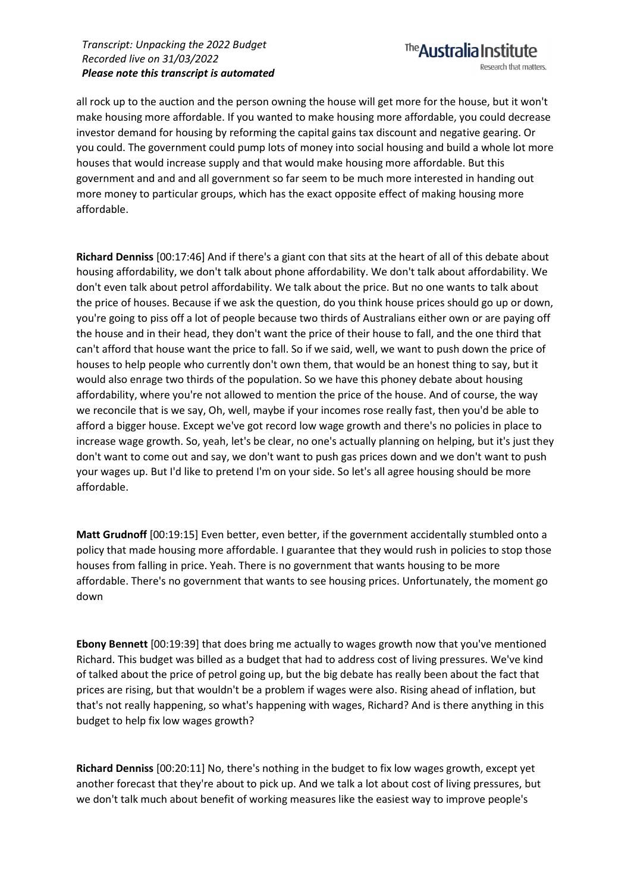all rock up to the auction and the person owning the house will get more for the house, but it won't make housing more affordable. If you wanted to make housing more affordable, you could decrease investor demand for housing by reforming the capital gains tax discount and negative gearing. Or you could. The government could pump lots of money into social housing and build a whole lot more houses that would increase supply and that would make housing more affordable. But this government and and and all government so far seem to be much more interested in handing out more money to particular groups, which has the exact opposite effect of making housing more affordable.

**Richard Denniss** [00:17:46] And if there's a giant con that sits at the heart of all of this debate about housing affordability, we don't talk about phone affordability. We don't talk about affordability. We don't even talk about petrol affordability. We talk about the price. But no one wants to talk about the price of houses. Because if we ask the question, do you think house prices should go up or down, you're going to piss off a lot of people because two thirds of Australians either own or are paying off the house and in their head, they don't want the price of their house to fall, and the one third that can't afford that house want the price to fall. So if we said, well, we want to push down the price of houses to help people who currently don't own them, that would be an honest thing to say, but it would also enrage two thirds of the population. So we have this phoney debate about housing affordability, where you're not allowed to mention the price of the house. And of course, the way we reconcile that is we say, Oh, well, maybe if your incomes rose really fast, then you'd be able to afford a bigger house. Except we've got record low wage growth and there's no policies in place to increase wage growth. So, yeah, let's be clear, no one's actually planning on helping, but it's just they don't want to come out and say, we don't want to push gas prices down and we don't want to push your wages up. But I'd like to pretend I'm on your side. So let's all agree housing should be more affordable.

**Matt Grudnoff** [00:19:15] Even better, even better, if the government accidentally stumbled onto a policy that made housing more affordable. I guarantee that they would rush in policies to stop those houses from falling in price. Yeah. There is no government that wants housing to be more affordable. There's no government that wants to see housing prices. Unfortunately, the moment go down

**Ebony Bennett** [00:19:39] that does bring me actually to wages growth now that you've mentioned Richard. This budget was billed as a budget that had to address cost of living pressures. We've kind of talked about the price of petrol going up, but the big debate has really been about the fact that prices are rising, but that wouldn't be a problem if wages were also. Rising ahead of inflation, but that's not really happening, so what's happening with wages, Richard? And is there anything in this budget to help fix low wages growth?

**Richard Denniss** [00:20:11] No, there's nothing in the budget to fix low wages growth, except yet another forecast that they're about to pick up. And we talk a lot about cost of living pressures, but we don't talk much about benefit of working measures like the easiest way to improve people's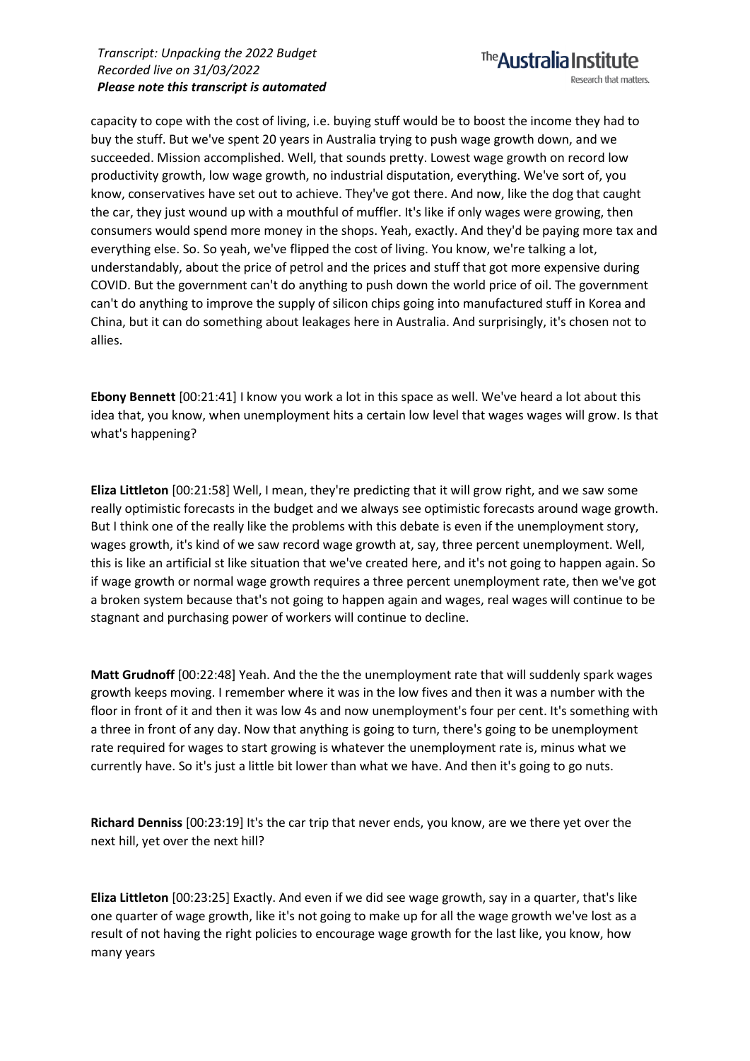capacity to cope with the cost of living, i.e. buying stuff would be to boost the income they had to buy the stuff. But we've spent 20 years in Australia trying to push wage growth down, and we succeeded. Mission accomplished. Well, that sounds pretty. Lowest wage growth on record low productivity growth, low wage growth, no industrial disputation, everything. We've sort of, you know, conservatives have set out to achieve. They've got there. And now, like the dog that caught the car, they just wound up with a mouthful of muffler. It's like if only wages were growing, then consumers would spend more money in the shops. Yeah, exactly. And they'd be paying more tax and everything else. So. So yeah, we've flipped the cost of living. You know, we're talking a lot, understandably, about the price of petrol and the prices and stuff that got more expensive during COVID. But the government can't do anything to push down the world price of oil. The government can't do anything to improve the supply of silicon chips going into manufactured stuff in Korea and China, but it can do something about leakages here in Australia. And surprisingly, it's chosen not to allies.

**Ebony Bennett** [00:21:41] I know you work a lot in this space as well. We've heard a lot about this idea that, you know, when unemployment hits a certain low level that wages wages will grow. Is that what's happening?

**Eliza Littleton** [00:21:58] Well, I mean, they're predicting that it will grow right, and we saw some really optimistic forecasts in the budget and we always see optimistic forecasts around wage growth. But I think one of the really like the problems with this debate is even if the unemployment story, wages growth, it's kind of we saw record wage growth at, say, three percent unemployment. Well, this is like an artificial st like situation that we've created here, and it's not going to happen again. So if wage growth or normal wage growth requires a three percent unemployment rate, then we've got a broken system because that's not going to happen again and wages, real wages will continue to be stagnant and purchasing power of workers will continue to decline.

**Matt Grudnoff** [00:22:48] Yeah. And the the the unemployment rate that will suddenly spark wages growth keeps moving. I remember where it was in the low fives and then it was a number with the floor in front of it and then it was low 4s and now unemployment's four per cent. It's something with a three in front of any day. Now that anything is going to turn, there's going to be unemployment rate required for wages to start growing is whatever the unemployment rate is, minus what we currently have. So it's just a little bit lower than what we have. And then it's going to go nuts.

**Richard Denniss** [00:23:19] It's the car trip that never ends, you know, are we there yet over the next hill, yet over the next hill?

**Eliza Littleton** [00:23:25] Exactly. And even if we did see wage growth, say in a quarter, that's like one quarter of wage growth, like it's not going to make up for all the wage growth we've lost as a result of not having the right policies to encourage wage growth for the last like, you know, how many years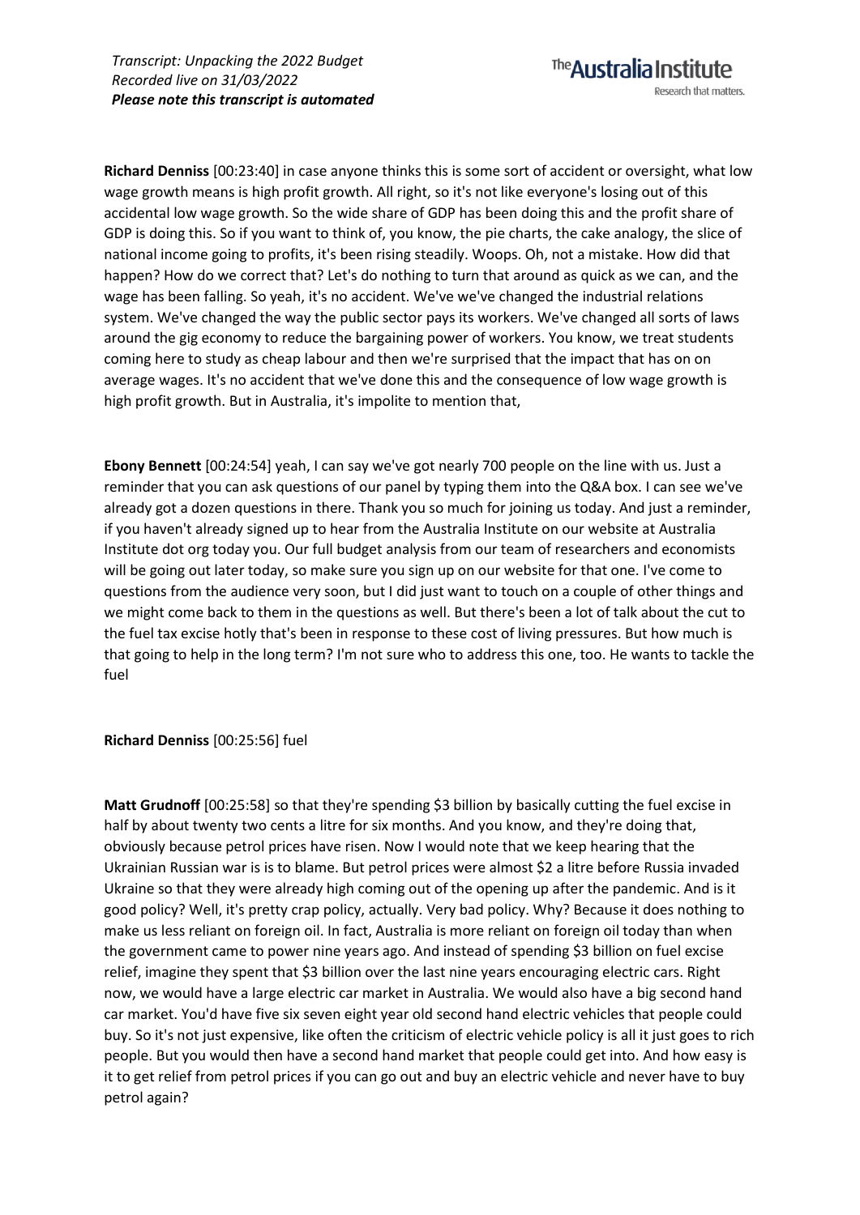**Richard Denniss** [00:23:40] in case anyone thinks this is some sort of accident or oversight, what low wage growth means is high profit growth. All right, so it's not like everyone's losing out of this accidental low wage growth. So the wide share of GDP has been doing this and the profit share of GDP is doing this. So if you want to think of, you know, the pie charts, the cake analogy, the slice of national income going to profits, it's been rising steadily. Woops. Oh, not a mistake. How did that happen? How do we correct that? Let's do nothing to turn that around as quick as we can, and the wage has been falling. So yeah, it's no accident. We've we've changed the industrial relations system. We've changed the way the public sector pays its workers. We've changed all sorts of laws around the gig economy to reduce the bargaining power of workers. You know, we treat students coming here to study as cheap labour and then we're surprised that the impact that has on on average wages. It's no accident that we've done this and the consequence of low wage growth is high profit growth. But in Australia, it's impolite to mention that,

**Ebony Bennett** [00:24:54] yeah, I can say we've got nearly 700 people on the line with us. Just a reminder that you can ask questions of our panel by typing them into the Q&A box. I can see we've already got a dozen questions in there. Thank you so much for joining us today. And just a reminder, if you haven't already signed up to hear from the Australia Institute on our website at Australia Institute dot org today you. Our full budget analysis from our team of researchers and economists will be going out later today, so make sure you sign up on our website for that one. I've come to questions from the audience very soon, but I did just want to touch on a couple of other things and we might come back to them in the questions as well. But there's been a lot of talk about the cut to the fuel tax excise hotly that's been in response to these cost of living pressures. But how much is that going to help in the long term? I'm not sure who to address this one, too. He wants to tackle the fuel

**Richard Denniss** [00:25:56] fuel

**Matt Grudnoff** [00:25:58] so that they're spending $3 billion by basically cutting the fuel excise in half by about twenty two cents a litre for six months. And you know, and they're doing that, obviously because petrol prices have risen. Now I would note that we keep hearing that the Ukrainian Russian war is is to blame. But petrol prices were almost $2 a litre before Russia invaded Ukraine so that they were already high coming out of the opening up after the pandemic. And is it good policy? Well, it's pretty crap policy, actually. Very bad policy. Why? Because it does nothing to make us less reliant on foreign oil. In fact, Australia is more reliant on foreign oil today than when the government came to power nine years ago. And instead of spending $3 billion on fuel excise relief, imagine they spent that $3 billion over the last nine years encouraging electric cars. Right now, we would have a large electric car market in Australia. We would also have a big second hand car market. You'd have five six seven eight year old second hand electric vehicles that people could buy. So it's not just expensive, like often the criticism of electric vehicle policy is all it just goes to rich people. But you would then have a second hand market that people could get into. And how easy is it to get relief from petrol prices if you can go out and buy an electric vehicle and never have to buy petrol again?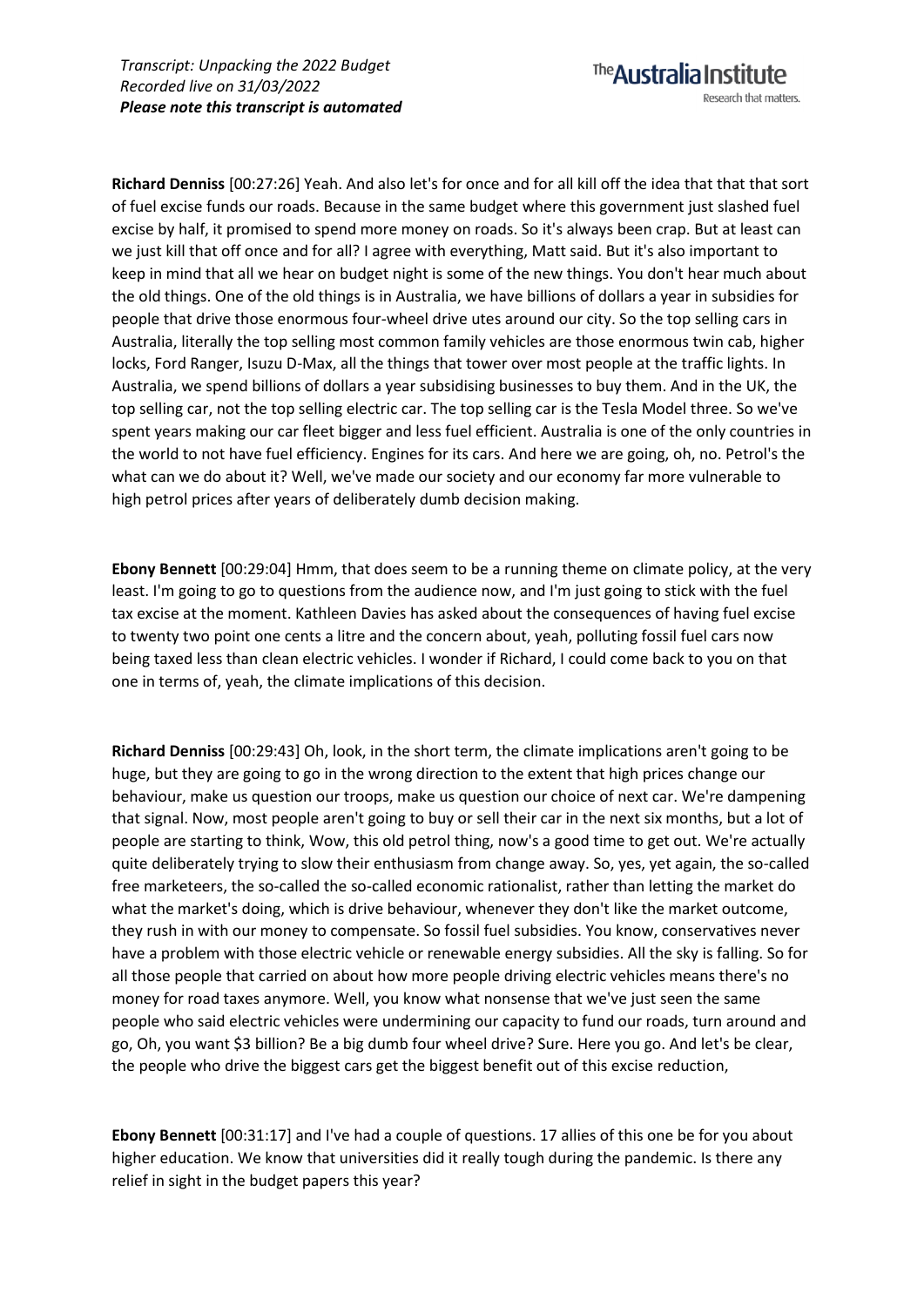**Richard Denniss** [00:27:26] Yeah. And also let's for once and for all kill off the idea that that that sort of fuel excise funds our roads. Because in the same budget where this government just slashed fuel excise by half, it promised to spend more money on roads. So it's always been crap. But at least can we just kill that off once and for all? I agree with everything, Matt said. But it's also important to keep in mind that all we hear on budget night is some of the new things. You don't hear much about the old things. One of the old things is in Australia, we have billions of dollars a year in subsidies for people that drive those enormous four-wheel drive utes around our city. So the top selling cars in Australia, literally the top selling most common family vehicles are those enormous twin cab, higher locks, Ford Ranger, Isuzu D-Max, all the things that tower over most people at the traffic lights. In Australia, we spend billions of dollars a year subsidising businesses to buy them. And in the UK, the top selling car, not the top selling electric car. The top selling car is the Tesla Model three. So we've spent years making our car fleet bigger and less fuel efficient. Australia is one of the only countries in the world to not have fuel efficiency. Engines for its cars. And here we are going, oh, no. Petrol's the what can we do about it? Well, we've made our society and our economy far more vulnerable to high petrol prices after years of deliberately dumb decision making.

**Ebony Bennett** [00:29:04] Hmm, that does seem to be a running theme on climate policy, at the very least. I'm going to go to questions from the audience now, and I'm just going to stick with the fuel tax excise at the moment. Kathleen Davies has asked about the consequences of having fuel excise to twenty two point one cents a litre and the concern about, yeah, polluting fossil fuel cars now being taxed less than clean electric vehicles. I wonder if Richard, I could come back to you on that one in terms of, yeah, the climate implications of this decision.

**Richard Denniss** [00:29:43] Oh, look, in the short term, the climate implications aren't going to be huge, but they are going to go in the wrong direction to the extent that high prices change our behaviour, make us question our troops, make us question our choice of next car. We're dampening that signal. Now, most people aren't going to buy or sell their car in the next six months, but a lot of people are starting to think, Wow, this old petrol thing, now's a good time to get out. We're actually quite deliberately trying to slow their enthusiasm from change away. So, yes, yet again, the so-called free marketeers, the so-called the so-called economic rationalist, rather than letting the market do what the market's doing, which is drive behaviour, whenever they don't like the market outcome, they rush in with our money to compensate. So fossil fuel subsidies. You know, conservatives never have a problem with those electric vehicle or renewable energy subsidies. All the sky is falling. So for all those people that carried on about how more people driving electric vehicles means there's no money for road taxes anymore. Well, you know what nonsense that we've just seen the same people who said electric vehicles were undermining our capacity to fund our roads, turn around and go, Oh, you want $3 billion? Be a big dumb four wheel drive? Sure. Here you go. And let's be clear, the people who drive the biggest cars get the biggest benefit out of this excise reduction,

**Ebony Bennett** [00:31:17] and I've had a couple of questions. 17 allies of this one be for you about higher education. We know that universities did it really tough during the pandemic. Is there any relief in sight in the budget papers this year?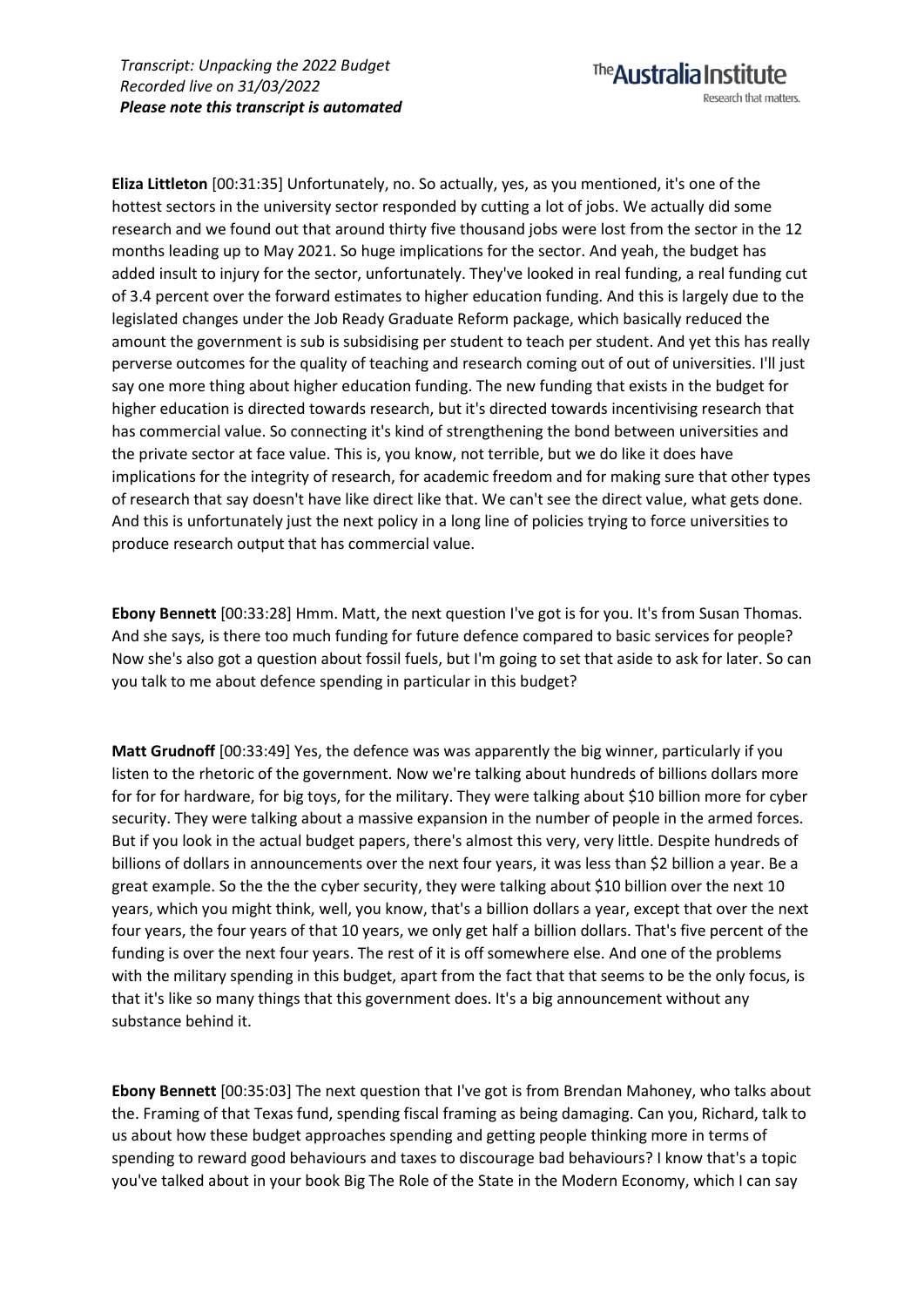**Eliza Littleton** [00:31:35] Unfortunately, no. So actually, yes, as you mentioned, it's one of the hottest sectors in the university sector responded by cutting a lot of jobs. We actually did some research and we found out that around thirty five thousand jobs were lost from the sector in the 12 months leading up to May 2021. So huge implications for the sector. And yeah, the budget has added insult to injury for the sector, unfortunately. They've looked in real funding, a real funding cut of 3.4 percent over the forward estimates to higher education funding. And this is largely due to the legislated changes under the Job Ready Graduate Reform package, which basically reduced the amount the government is sub is subsidising per student to teach per student. And yet this has really perverse outcomes for the quality of teaching and research coming out of out of universities. I'll just say one more thing about higher education funding. The new funding that exists in the budget for higher education is directed towards research, but it's directed towards incentivising research that has commercial value. So connecting it's kind of strengthening the bond between universities and the private sector at face value. This is, you know, not terrible, but we do like it does have implications for the integrity of research, for academic freedom and for making sure that other types of research that say doesn't have like direct like that. We can't see the direct value, what gets done. And this is unfortunately just the next policy in a long line of policies trying to force universities to produce research output that has commercial value.

**Ebony Bennett** [00:33:28] Hmm. Matt, the next question I've got is for you. It's from Susan Thomas. And she says, is there too much funding for future defence compared to basic services for people? Now she's also got a question about fossil fuels, but I'm going to set that aside to ask for later. So can you talk to me about defence spending in particular in this budget?

**Matt Grudnoff** [00:33:49] Yes, the defence was was apparently the big winner, particularly if you listen to the rhetoric of the government. Now we're talking about hundreds of billions dollars more for for for hardware, for big toys, for the military. They were talking about $10 billion more for cyber security. They were talking about a massive expansion in the number of people in the armed forces. But if you look in the actual budget papers, there's almost this very, very little. Despite hundreds of billions of dollars in announcements over the next four years, it was less than $2 billion a year. Be a great example. So the the the cyber security, they were talking about $10 billion over the next 10 years, which you might think, well, you know, that's a billion dollars a year, except that over the next four years, the four years of that 10 years, we only get half a billion dollars. That's five percent of the funding is over the next four years. The rest of it is off somewhere else. And one of the problems with the military spending in this budget, apart from the fact that that seems to be the only focus, is that it's like so many things that this government does. It's a big announcement without any substance behind it.

**Ebony Bennett** [00:35:03] The next question that I've got is from Brendan Mahoney, who talks about the. Framing of that Texas fund, spending fiscal framing as being damaging. Can you, Richard, talk to us about how these budget approaches spending and getting people thinking more in terms of spending to reward good behaviours and taxes to discourage bad behaviours? I know that's a topic you've talked about in your book Big The Role of the State in the Modern Economy, which I can say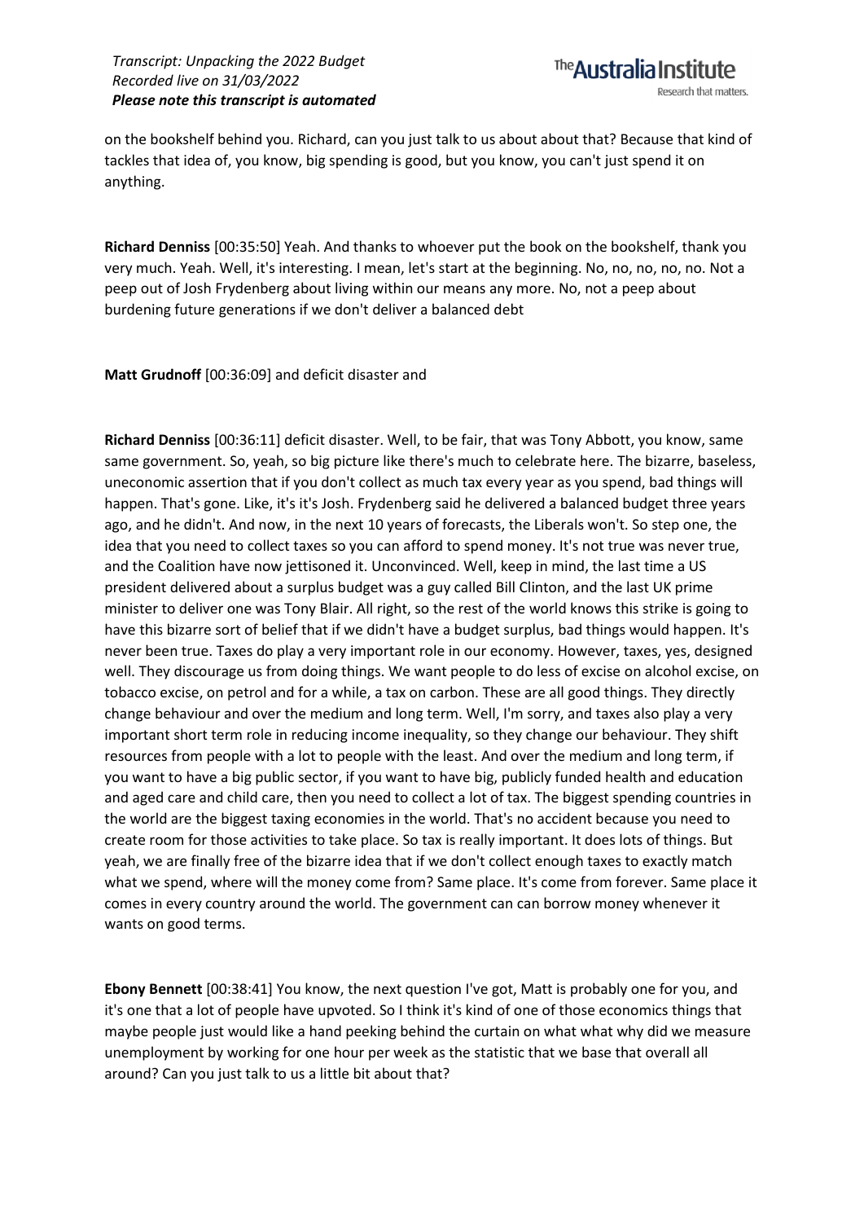on the bookshelf behind you. Richard, can you just talk to us about about that? Because that kind of tackles that idea of, you know, big spending is good, but you know, you can't just spend it on anything.

**Richard Denniss** [00:35:50] Yeah. And thanks to whoever put the book on the bookshelf, thank you very much. Yeah. Well, it's interesting. I mean, let's start at the beginning. No, no, no, no, no. Not a peep out of Josh Frydenberg about living within our means any more. No, not a peep about burdening future generations if we don't deliver a balanced debt

**Matt Grudnoff** [00:36:09] and deficit disaster and

**Richard Denniss** [00:36:11] deficit disaster. Well, to be fair, that was Tony Abbott, you know, same same government. So, yeah, so big picture like there's much to celebrate here. The bizarre, baseless, uneconomic assertion that if you don't collect as much tax every year as you spend, bad things will happen. That's gone. Like, it's it's Josh. Frydenberg said he delivered a balanced budget three years ago, and he didn't. And now, in the next 10 years of forecasts, the Liberals won't. So step one, the idea that you need to collect taxes so you can afford to spend money. It's not true was never true, and the Coalition have now jettisoned it. Unconvinced. Well, keep in mind, the last time a US president delivered about a surplus budget was a guy called Bill Clinton, and the last UK prime minister to deliver one was Tony Blair. All right, so the rest of the world knows this strike is going to have this bizarre sort of belief that if we didn't have a budget surplus, bad things would happen. It's never been true. Taxes do play a very important role in our economy. However, taxes, yes, designed well. They discourage us from doing things. We want people to do less of excise on alcohol excise, on tobacco excise, on petrol and for a while, a tax on carbon. These are all good things. They directly change behaviour and over the medium and long term. Well, I'm sorry, and taxes also play a very important short term role in reducing income inequality, so they change our behaviour. They shift resources from people with a lot to people with the least. And over the medium and long term, if you want to have a big public sector, if you want to have big, publicly funded health and education and aged care and child care, then you need to collect a lot of tax. The biggest spending countries in the world are the biggest taxing economies in the world. That's no accident because you need to create room for those activities to take place. So tax is really important. It does lots of things. But yeah, we are finally free of the bizarre idea that if we don't collect enough taxes to exactly match what we spend, where will the money come from? Same place. It's come from forever. Same place it comes in every country around the world. The government can can borrow money whenever it wants on good terms.

**Ebony Bennett** [00:38:41] You know, the next question I've got, Matt is probably one for you, and it's one that a lot of people have upvoted. So I think it's kind of one of those economics things that maybe people just would like a hand peeking behind the curtain on what what why did we measure unemployment by working for one hour per week as the statistic that we base that overall all around? Can you just talk to us a little bit about that?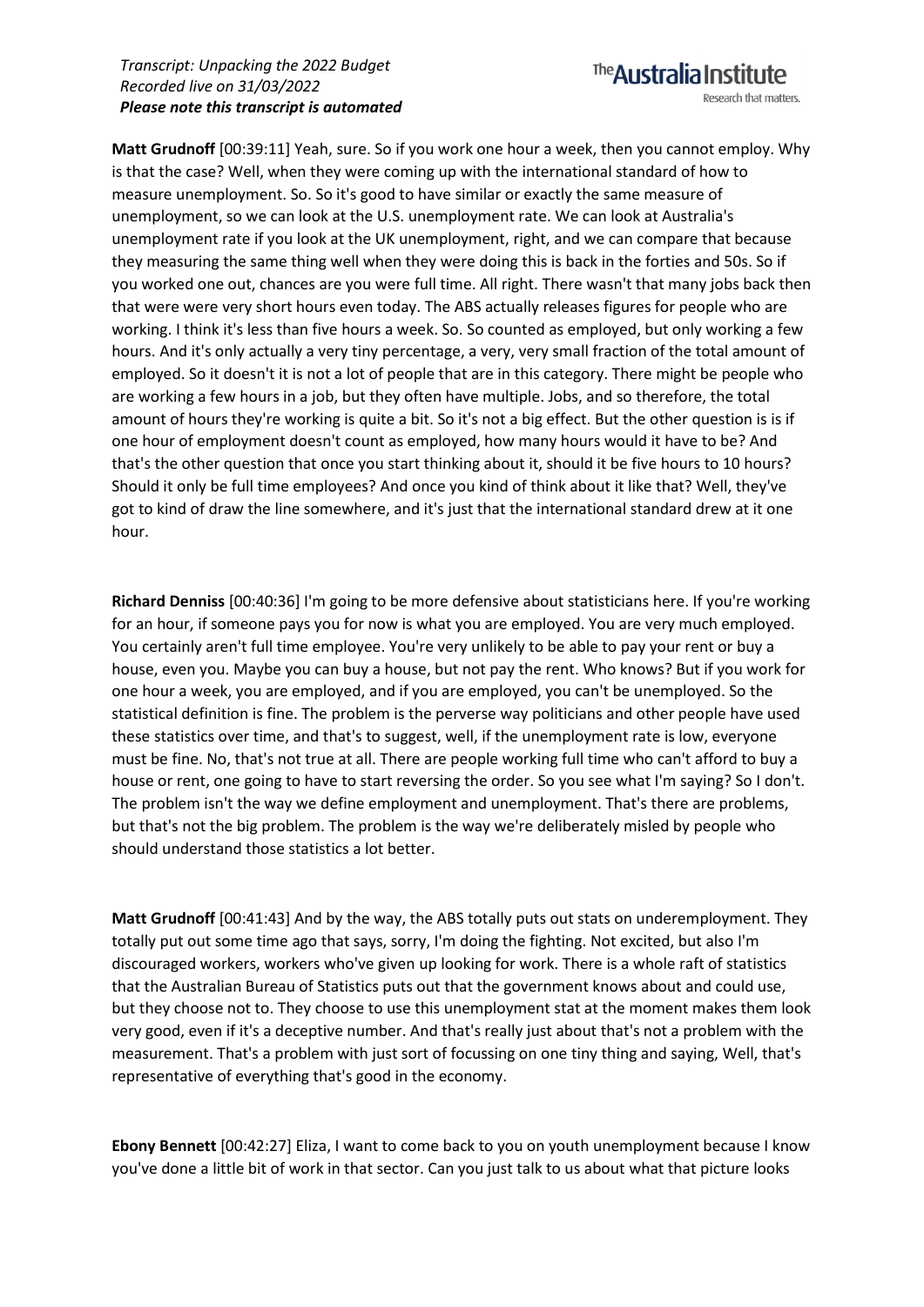**Matt Grudnoff** [00:39:11] Yeah, sure. So if you work one hour a week, then you cannot employ. Why is that the case? Well, when they were coming up with the international standard of how to measure unemployment. So. So it's good to have similar or exactly the same measure of unemployment, so we can look at the U.S. unemployment rate. We can look at Australia's unemployment rate if you look at the UK unemployment, right, and we can compare that because they measuring the same thing well when they were doing this is back in the forties and 50s. So if you worked one out, chances are you were full time. All right. There wasn't that many jobs back then that were were very short hours even today. The ABS actually releases figures for people who are working. I think it's less than five hours a week. So. So counted as employed, but only working a few hours. And it's only actually a very tiny percentage, a very, very small fraction of the total amount of employed. So it doesn't it is not a lot of people that are in this category. There might be people who are working a few hours in a job, but they often have multiple. Jobs, and so therefore, the total amount of hours they're working is quite a bit. So it's not a big effect. But the other question is is if one hour of employment doesn't count as employed, how many hours would it have to be? And that's the other question that once you start thinking about it, should it be five hours to 10 hours? Should it only be full time employees? And once you kind of think about it like that? Well, they've got to kind of draw the line somewhere, and it's just that the international standard drew at it one hour.

**Richard Denniss** [00:40:36] I'm going to be more defensive about statisticians here. If you're working for an hour, if someone pays you for now is what you are employed. You are very much employed. You certainly aren't full time employee. You're very unlikely to be able to pay your rent or buy a house, even you. Maybe you can buy a house, but not pay the rent. Who knows? But if you work for one hour a week, you are employed, and if you are employed, you can't be unemployed. So the statistical definition is fine. The problem is the perverse way politicians and other people have used these statistics over time, and that's to suggest, well, if the unemployment rate is low, everyone must be fine. No, that's not true at all. There are people working full time who can't afford to buy a house or rent, one going to have to start reversing the order. So you see what I'm saying? So I don't. The problem isn't the way we define employment and unemployment. That's there are problems, but that's not the big problem. The problem is the way we're deliberately misled by people who should understand those statistics a lot better.

**Matt Grudnoff** [00:41:43] And by the way, the ABS totally puts out stats on underemployment. They totally put out some time ago that says, sorry, I'm doing the fighting. Not excited, but also I'm discouraged workers, workers who've given up looking for work. There is a whole raft of statistics that the Australian Bureau of Statistics puts out that the government knows about and could use, but they choose not to. They choose to use this unemployment stat at the moment makes them look very good, even if it's a deceptive number. And that's really just about that's not a problem with the measurement. That's a problem with just sort of focussing on one tiny thing and saying, Well, that's representative of everything that's good in the economy.

**Ebony Bennett** [00:42:27] Eliza, I want to come back to you on youth unemployment because I know you've done a little bit of work in that sector. Can you just talk to us about what that picture looks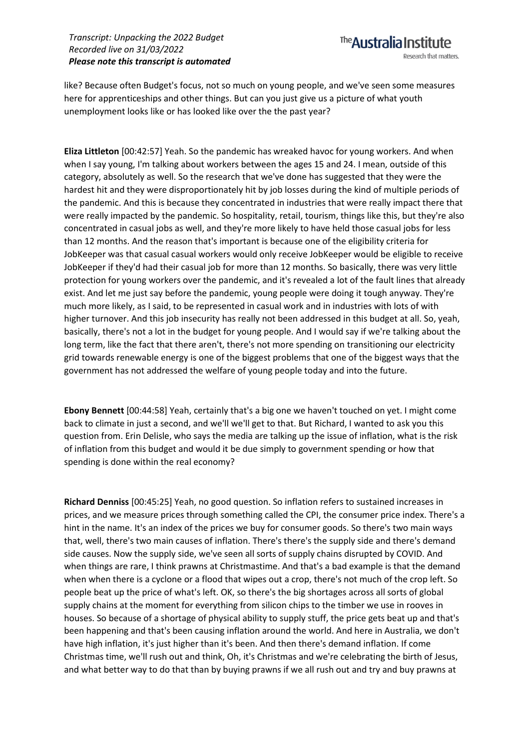like? Because often Budget's focus, not so much on young people, and we've seen some measures here for apprenticeships and other things. But can you just give us a picture of what youth unemployment looks like or has looked like over the the past year?

**Eliza Littleton** [00:42:57] Yeah. So the pandemic has wreaked havoc for young workers. And when when I say young, I'm talking about workers between the ages 15 and 24. I mean, outside of this category, absolutely as well. So the research that we've done has suggested that they were the hardest hit and they were disproportionately hit by job losses during the kind of multiple periods of the pandemic. And this is because they concentrated in industries that were really impact there that were really impacted by the pandemic. So hospitality, retail, tourism, things like this, but they're also concentrated in casual jobs as well, and they're more likely to have held those casual jobs for less than 12 months. And the reason that's important is because one of the eligibility criteria for JobKeeper was that casual casual workers would only receive JobKeeper would be eligible to receive JobKeeper if they'd had their casual job for more than 12 months. So basically, there was very little protection for young workers over the pandemic, and it's revealed a lot of the fault lines that already exist. And let me just say before the pandemic, young people were doing it tough anyway. They're much more likely, as I said, to be represented in casual work and in industries with lots of with higher turnover. And this job insecurity has really not been addressed in this budget at all. So, yeah, basically, there's not a lot in the budget for young people. And I would say if we're talking about the long term, like the fact that there aren't, there's not more spending on transitioning our electricity grid towards renewable energy is one of the biggest problems that one of the biggest ways that the government has not addressed the welfare of young people today and into the future.

**Ebony Bennett** [00:44:58] Yeah, certainly that's a big one we haven't touched on yet. I might come back to climate in just a second, and we'll we'll get to that. But Richard, I wanted to ask you this question from. Erin Delisle, who says the media are talking up the issue of inflation, what is the risk of inflation from this budget and would it be due simply to government spending or how that spending is done within the real economy?

**Richard Denniss** [00:45:25] Yeah, no good question. So inflation refers to sustained increases in prices, and we measure prices through something called the CPI, the consumer price index. There's a hint in the name. It's an index of the prices we buy for consumer goods. So there's two main ways that, well, there's two main causes of inflation. There's there's the supply side and there's demand side causes. Now the supply side, we've seen all sorts of supply chains disrupted by COVID. And when things are rare, I think prawns at Christmastime. And that's a bad example is that the demand when when there is a cyclone or a flood that wipes out a crop, there's not much of the crop left. So people beat up the price of what's left. OK, so there's the big shortages across all sorts of global supply chains at the moment for everything from silicon chips to the timber we use in rooves in houses. So because of a shortage of physical ability to supply stuff, the price gets beat up and that's been happening and that's been causing inflation around the world. And here in Australia, we don't have high inflation, it's just higher than it's been. And then there's demand inflation. If come Christmas time, we'll rush out and think, Oh, it's Christmas and we're celebrating the birth of Jesus, and what better way to do that than by buying prawns if we all rush out and try and buy prawns at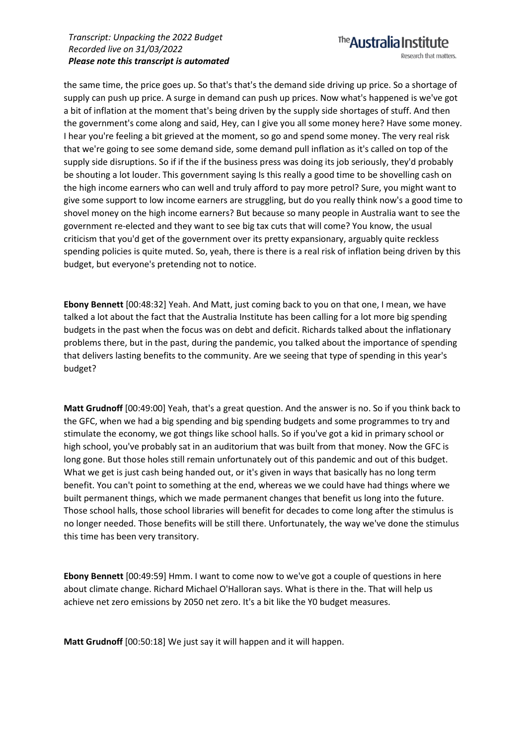the same time, the price goes up. So that's that's the demand side driving up price. So a shortage of supply can push up price. A surge in demand can push up prices. Now what's happened is we've got a bit of inflation at the moment that's being driven by the supply side shortages of stuff. And then the government's come along and said, Hey, can I give you all some money here? Have some money. I hear you're feeling a bit grieved at the moment, so go and spend some money. The very real risk that we're going to see some demand side, some demand pull inflation as it's called on top of the supply side disruptions. So if if the if the business press was doing its job seriously, they'd probably be shouting a lot louder. This government saying Is this really a good time to be shovelling cash on the high income earners who can well and truly afford to pay more petrol? Sure, you might want to give some support to low income earners are struggling, but do you really think now's a good time to shovel money on the high income earners? But because so many people in Australia want to see the government re-elected and they want to see big tax cuts that will come? You know, the usual criticism that you'd get of the government over its pretty expansionary, arguably quite reckless spending policies is quite muted. So, yeah, there is there is a real risk of inflation being driven by this budget, but everyone's pretending not to notice.

**Ebony Bennett** [00:48:32] Yeah. And Matt, just coming back to you on that one, I mean, we have talked a lot about the fact that the Australia Institute has been calling for a lot more big spending budgets in the past when the focus was on debt and deficit. Richards talked about the inflationary problems there, but in the past, during the pandemic, you talked about the importance of spending that delivers lasting benefits to the community. Are we seeing that type of spending in this year's budget?

**Matt Grudnoff** [00:49:00] Yeah, that's a great question. And the answer is no. So if you think back to the GFC, when we had a big spending and big spending budgets and some programmes to try and stimulate the economy, we got things like school halls. So if you've got a kid in primary school or high school, you've probably sat in an auditorium that was built from that money. Now the GFC is long gone. But those holes still remain unfortunately out of this pandemic and out of this budget. What we get is just cash being handed out, or it's given in ways that basically has no long term benefit. You can't point to something at the end, whereas we we could have had things where we built permanent things, which we made permanent changes that benefit us long into the future. Those school halls, those school libraries will benefit for decades to come long after the stimulus is no longer needed. Those benefits will be still there. Unfortunately, the way we've done the stimulus this time has been very transitory.

**Ebony Bennett** [00:49:59] Hmm. I want to come now to we've got a couple of questions in here about climate change. Richard Michael O'Halloran says. What is there in the. That will help us achieve net zero emissions by 2050 net zero. It's a bit like the Y0 budget measures.

**Matt Grudnoff** [00:50:18] We just say it will happen and it will happen.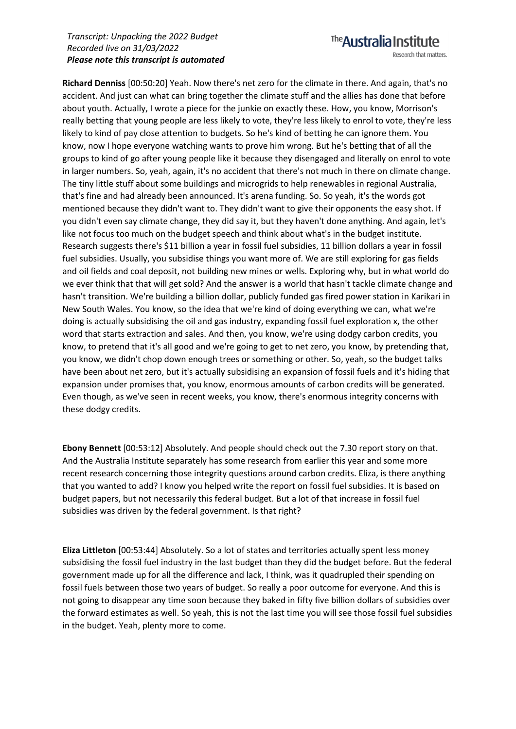**Richard Denniss** [00:50:20] Yeah. Now there's net zero for the climate in there. And again, that's no accident. And just can what can bring together the climate stuff and the allies has done that before about youth. Actually, I wrote a piece for the junkie on exactly these. How, you know, Morrison's really betting that young people are less likely to vote, they're less likely to enrol to vote, they're less likely to kind of pay close attention to budgets. So he's kind of betting he can ignore them. You know, now I hope everyone watching wants to prove him wrong. But he's betting that of all the groups to kind of go after young people like it because they disengaged and literally on enrol to vote in larger numbers. So, yeah, again, it's no accident that there's not much in there on climate change. The tiny little stuff about some buildings and microgrids to help renewables in regional Australia, that's fine and had already been announced. It's arena funding. So. So yeah, it's the words got mentioned because they didn't want to. They didn't want to give their opponents the easy shot. If you didn't even say climate change, they did say it, but they haven't done anything. And again, let's like not focus too much on the budget speech and think about what's in the budget institute. Research suggests there's $11 billion a year in fossil fuel subsidies, 11 billion dollars a year in fossil fuel subsidies. Usually, you subsidise things you want more of. We are still exploring for gas fields and oil fields and coal deposit, not building new mines or wells. Exploring why, but in what world do we ever think that that will get sold? And the answer is a world that hasn't tackle climate change and hasn't transition. We're building a billion dollar, publicly funded gas fired power station in Karikari in New South Wales. You know, so the idea that we're kind of doing everything we can, what we're doing is actually subsidising the oil and gas industry, expanding fossil fuel exploration x, the other word that starts extraction and sales. And then, you know, we're using dodgy carbon credits, you know, to pretend that it's all good and we're going to get to net zero, you know, by pretending that, you know, we didn't chop down enough trees or something or other. So, yeah, so the budget talks have been about net zero, but it's actually subsidising an expansion of fossil fuels and it's hiding that expansion under promises that, you know, enormous amounts of carbon credits will be generated. Even though, as we've seen in recent weeks, you know, there's enormous integrity concerns with these dodgy credits.

**Ebony Bennett** [00:53:12] Absolutely. And people should check out the 7.30 report story on that. And the Australia Institute separately has some research from earlier this year and some more recent research concerning those integrity questions around carbon credits. Eliza, is there anything that you wanted to add? I know you helped write the report on fossil fuel subsidies. It is based on budget papers, but not necessarily this federal budget. But a lot of that increase in fossil fuel subsidies was driven by the federal government. Is that right?

**Eliza Littleton** [00:53:44] Absolutely. So a lot of states and territories actually spent less money subsidising the fossil fuel industry in the last budget than they did the budget before. But the federal government made up for all the difference and lack, I think, was it quadrupled their spending on fossil fuels between those two years of budget. So really a poor outcome for everyone. And this is not going to disappear any time soon because they baked in fifty five billion dollars of subsidies over the forward estimates as well. So yeah, this is not the last time you will see those fossil fuel subsidies in the budget. Yeah, plenty more to come.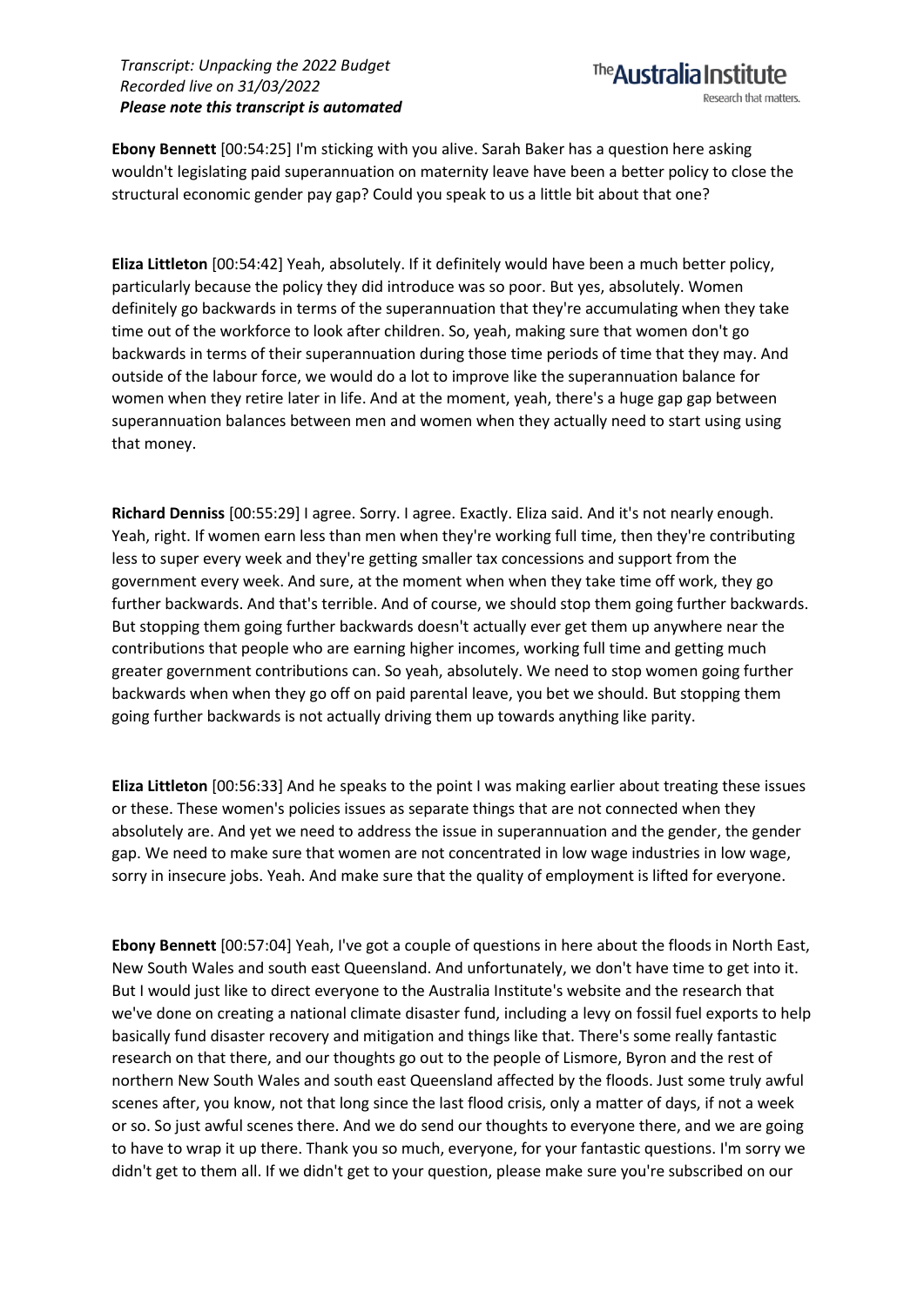**Ebony Bennett** [00:54:25] I'm sticking with you alive. Sarah Baker has a question here asking wouldn't legislating paid superannuation on maternity leave have been a better policy to close the structural economic gender pay gap? Could you speak to us a little bit about that one?

**Eliza Littleton** [00:54:42] Yeah, absolutely. If it definitely would have been a much better policy, particularly because the policy they did introduce was so poor. But yes, absolutely. Women definitely go backwards in terms of the superannuation that they're accumulating when they take time out of the workforce to look after children. So, yeah, making sure that women don't go backwards in terms of their superannuation during those time periods of time that they may. And outside of the labour force, we would do a lot to improve like the superannuation balance for women when they retire later in life. And at the moment, yeah, there's a huge gap gap between superannuation balances between men and women when they actually need to start using using that money.

**Richard Denniss** [00:55:29] I agree. Sorry. I agree. Exactly. Eliza said. And it's not nearly enough. Yeah, right. If women earn less than men when they're working full time, then they're contributing less to super every week and they're getting smaller tax concessions and support from the government every week. And sure, at the moment when when they take time off work, they go further backwards. And that's terrible. And of course, we should stop them going further backwards. But stopping them going further backwards doesn't actually ever get them up anywhere near the contributions that people who are earning higher incomes, working full time and getting much greater government contributions can. So yeah, absolutely. We need to stop women going further backwards when when they go off on paid parental leave, you bet we should. But stopping them going further backwards is not actually driving them up towards anything like parity.

**Eliza Littleton** [00:56:33] And he speaks to the point I was making earlier about treating these issues or these. These women's policies issues as separate things that are not connected when they absolutely are. And yet we need to address the issue in superannuation and the gender, the gender gap. We need to make sure that women are not concentrated in low wage industries in low wage, sorry in insecure jobs. Yeah. And make sure that the quality of employment is lifted for everyone.

**Ebony Bennett** [00:57:04] Yeah, I've got a couple of questions in here about the floods in North East, New South Wales and south east Queensland. And unfortunately, we don't have time to get into it. But I would just like to direct everyone to the Australia Institute's website and the research that we've done on creating a national climate disaster fund, including a levy on fossil fuel exports to help basically fund disaster recovery and mitigation and things like that. There's some really fantastic research on that there, and our thoughts go out to the people of Lismore, Byron and the rest of northern New South Wales and south east Queensland affected by the floods. Just some truly awful scenes after, you know, not that long since the last flood crisis, only a matter of days, if not a week or so. So just awful scenes there. And we do send our thoughts to everyone there, and we are going to have to wrap it up there. Thank you so much, everyone, for your fantastic questions. I'm sorry we didn't get to them all. If we didn't get to your question, please make sure you're subscribed on our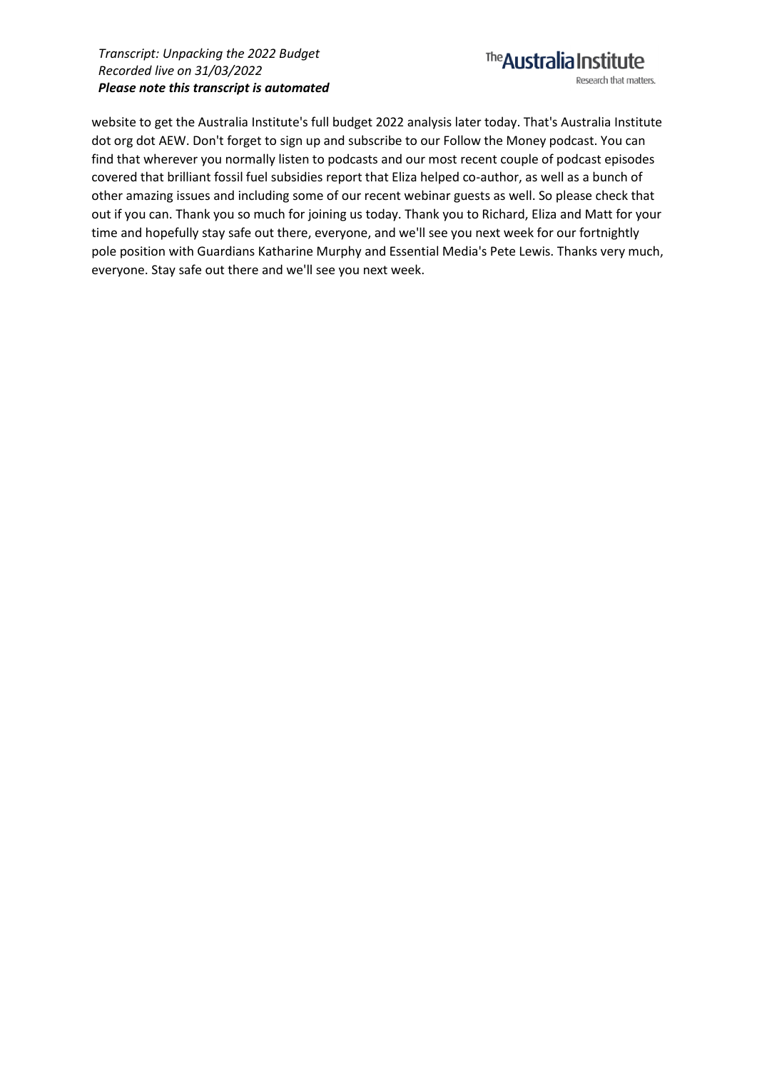website to get the Australia Institute's full budget 2022 analysis later today. That's Australia Institute dot org dot AEW. Don't forget to sign up and subscribe to our Follow the Money podcast. You can find that wherever you normally listen to podcasts and our most recent couple of podcast episodes covered that brilliant fossil fuel subsidies report that Eliza helped co-author, as well as a bunch of other amazing issues and including some of our recent webinar guests as well. So please check that out if you can. Thank you so much for joining us today. Thank you to Richard, Eliza and Matt for your time and hopefully stay safe out there, everyone, and we'll see you next week for our fortnightly pole position with Guardians Katharine Murphy and Essential Media's Pete Lewis. Thanks very much, everyone. Stay safe out there and we'll see you next week.